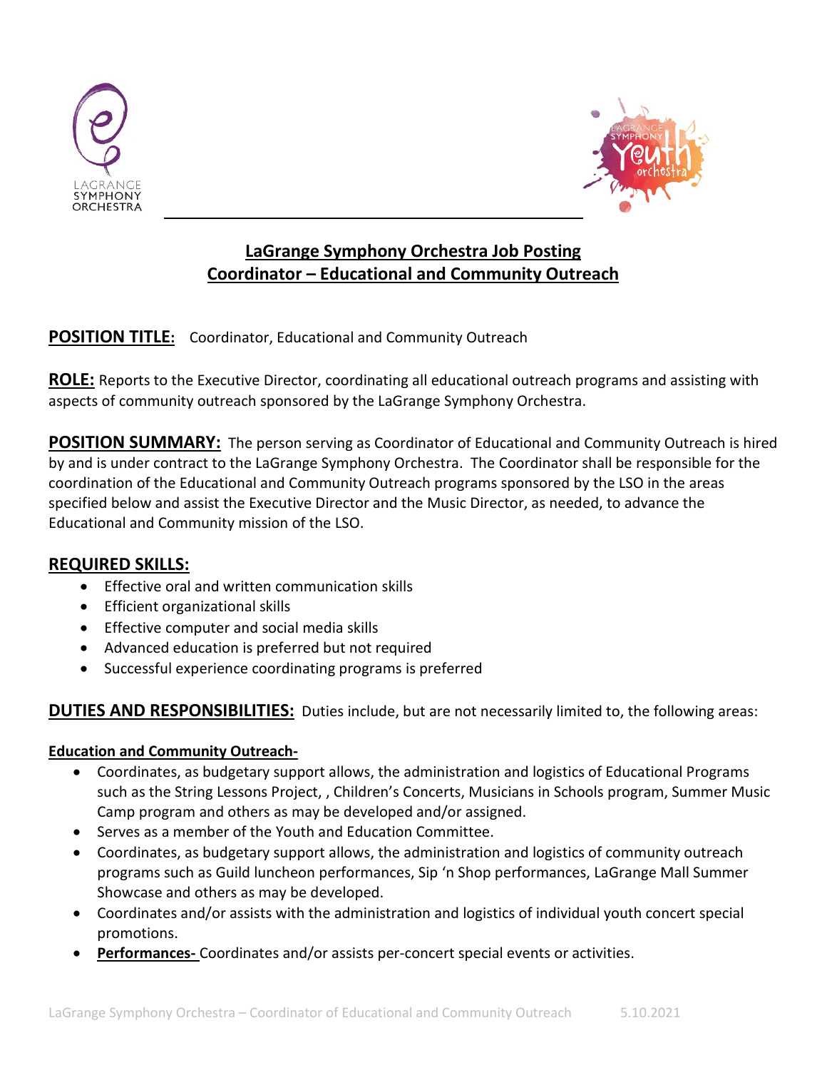# LaGrange Symphony Orchestra Job Posting
## Coordinator – Educational and Community Outreach

**POSITION TITLE:** Coordinator, Educational and Community Outreach

**ROLE:** Reports to the Executive Director, coordinating all educational outreach programs and assisting with aspects of community outreach sponsored by the LaGrange Symphony Orchestra.

**POSITION SUMMARY:** The person serving as Coordinator of Educational and Community Outreach is hired by and is under contract to the LaGrange Symphony Orchestra. The Coordinator shall be responsible for the coordination of the Educational and Community Outreach programs sponsored by the LSO in the areas specified below and assist the Executive Director and the Music Director, as needed, to advance the Educational and Community mission of the LSO.

**REQUIRED SKILLS:**

- Effective oral and written communication skills
- Efficient organizational skills
- Effective computer and social media skills
- Advanced education is preferred but not required
- Successful experience coordinating programs is preferred

**DUTIES AND RESPONSIBILITIES:** Duties include, but are not necessarily limited to, the following areas:

**Education and Community Outreach-**

- Coordinates, as budgetary support allows, the administration and logistics of Educational Programs such as the String Lessons Project, , Children's Concerts, Musicians in Schools program, Summer Music Camp program and others as may be developed and/or assigned.
- Serves as a member of the Youth and Education Committee.
- Coordinates, as budgetary support allows, the administration and logistics of community outreach programs such as Guild luncheon performances, Sip 'n Shop performances, LaGrange Mall Summer Showcase and others as may be developed.
- Coordinates and/or assists with the administration and logistics of individual youth concert special promotions.
- **Performances-** Coordinates and/or assists per-concert special events or activities.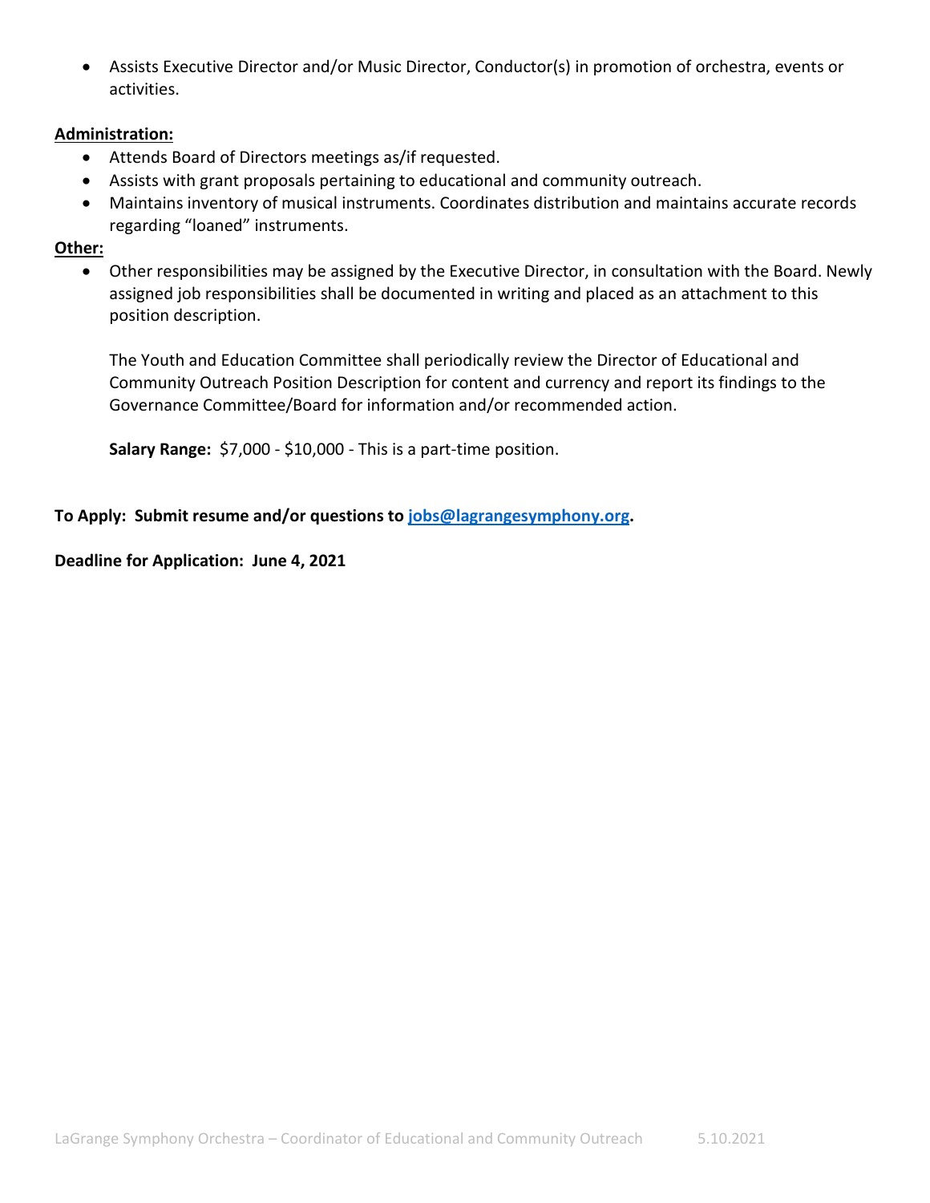- Assists Executive Director and/or Music Director, Conductor(s) in promotion of orchestra, events or activities.

**Administration:**

- Attends Board of Directors meetings as/if requested.
- Assists with grant proposals pertaining to educational and community outreach.
- Maintains inventory of musical instruments. Coordinates distribution and maintains accurate records regarding "loaned" instruments.

**Other:**

- Other responsibilities may be assigned by the Executive Director, in consultation with the Board. Newly assigned job responsibilities shall be documented in writing and placed as an attachment to this position description.

  The Youth and Education Committee shall periodically review the Director of Educational and Community Outreach Position Description for content and currency and report its findings to the Governance Committee/Board for information and/or recommended action.

  **Salary Range:** $7,000 - $10,000 - This is a part-time position.

**To Apply: Submit resume and/or questions to [jobs@lagrangesymphony.org](mailto:jobs@lagrangesymphony.org).**

**Deadline for Application: June 4, 2021**